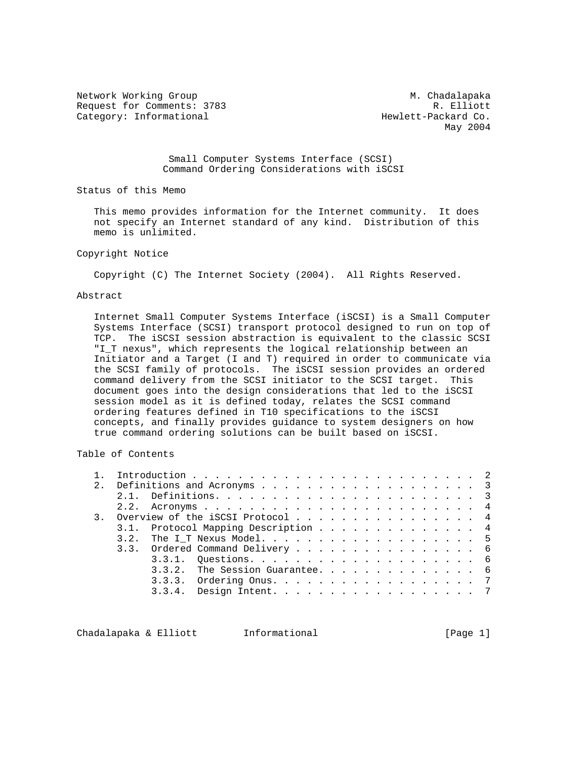Network Working Group M. Chadalapaka
Request for Comments: 3783 R. Elliott
Category: Informational Hewlett-Packard Co.
May 2004

# Small Computer Systems Interface (SCSI) Command Ordering Considerations with iSCSI

## Status of this Memo

This memo provides information for the Internet community. It does not specify an Internet standard of any kind. Distribution of this memo is unlimited.

## Copyright Notice

Copyright (C) The Internet Society (2004). All Rights Reserved.

## Abstract

Internet Small Computer Systems Interface (iSCSI) is a Small Computer Systems Interface (SCSI) transport protocol designed to run on top of TCP. The iSCSI session abstraction is equivalent to the classic SCSI "I_T nexus", which represents the logical relationship between an Initiator and a Target (I and T) required in order to communicate via the SCSI family of protocols. The iSCSI session provides an ordered command delivery from the SCSI initiator to the SCSI target. This document goes into the design considerations that led to the iSCSI session model as it is defined today, relates the SCSI command ordering features defined in T10 specifications to the iSCSI concepts, and finally provides guidance to system designers on how true command ordering solutions can be built based on iSCSI.

## Table of Contents

```
1.  Introduction . . . . . . . . . . . . . . . . . . . . . . . . .  2
2.  Definitions and Acronyms . . . . . . . . . . . . . . . . . . .  3
    2.1.  Definitions. . . . . . . . . . . . . . . . . . . . . . .  3
    2.2.  Acronyms . . . . . . . . . . . . . . . . . . . . . . . .  4
3.  Overview of the iSCSI Protocol . . . . . . . . . . . . . . . .  4
    3.1.  Protocol Mapping Description . . . . . . . . . . . . . .  4
    3.2.  The I_T Nexus Model. . . . . . . . . . . . . . . . . . .  5
    3.3.  Ordered Command Delivery . . . . . . . . . . . . . . . .  6
          3.3.1.  Questions. . . . . . . . . . . . . . . . . . . .  6
          3.3.2.  The Session Guarantee. . . . . . . . . . . . . .  6
          3.3.3.  Ordering Onus. . . . . . . . . . . . . . . . . .  7
          3.3.4.  Design Intent. . . . . . . . . . . . . . . . . .  7
```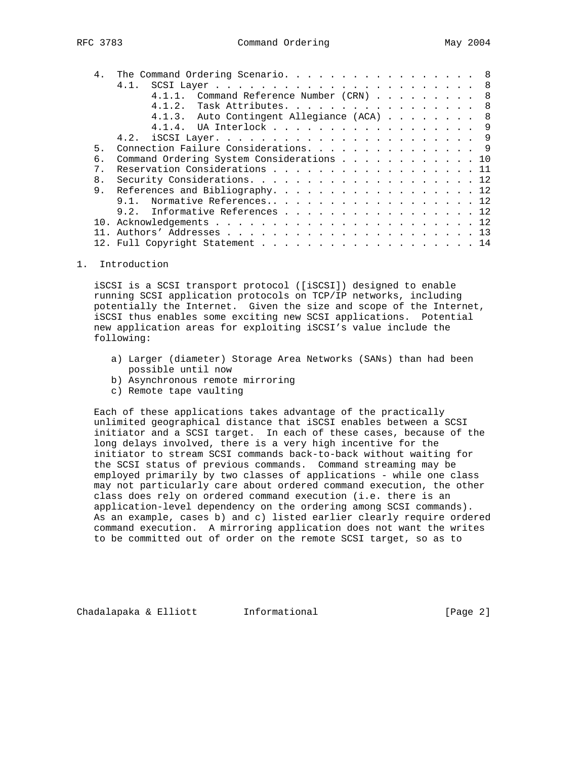4. The Command Ordering Scenario. . . . . . . . . . . . . . . . . . 8
   4.1. SCSI Layer . . . . . . . . . . . . . . . . . . . . . . . . 8
      4.1.1. Command Reference Number (CRN) . . . . . . . . . . 8
      4.1.2. Task Attributes. . . . . . . . . . . . . . . . . . 8
      4.1.3. Auto Contingent Allegiance (ACA) . . . . . . . . . 8
      4.1.4. UA Interlock . . . . . . . . . . . . . . . . . . . 9
   4.2. iSCSI Layer. . . . . . . . . . . . . . . . . . . . . . . . 9
5. Connection Failure Considerations. . . . . . . . . . . . . . . . 9
6. Command Ordering System Considerations . . . . . . . . . . . . . 10
7. Reservation Considerations . . . . . . . . . . . . . . . . . . . 11
8. Security Considerations. . . . . . . . . . . . . . . . . . . . . 12
9. References and Bibliography. . . . . . . . . . . . . . . . . . . 12
   9.1. Normative References.. . . . . . . . . . . . . . . . . . . 12
   9.2. Informative References . . . . . . . . . . . . . . . . . . 12
10. Acknowledgements . . . . . . . . . . . . . . . . . . . . . . . . 12
11. Authors' Addresses . . . . . . . . . . . . . . . . . . . . . . . 13
12. Full Copyright Statement . . . . . . . . . . . . . . . . . . . . 14

# 1. Introduction

iSCSI is a SCSI transport protocol ([iSCSI]) designed to enable running SCSI application protocols on TCP/IP networks, including potentially the Internet. Given the size and scope of the Internet, iSCSI thus enables some exciting new SCSI applications. Potential new application areas for exploiting iSCSI's value include the following:

a) Larger (diameter) Storage Area Networks (SANs) than had been possible until now
b) Asynchronous remote mirroring
c) Remote tape vaulting

Each of these applications takes advantage of the practically unlimited geographical distance that iSCSI enables between a SCSI initiator and a SCSI target. In each of these cases, because of the long delays involved, there is a very high incentive for the initiator to stream SCSI commands back-to-back without waiting for the SCSI status of previous commands. Command streaming may be employed primarily by two classes of applications - while one class may not particularly care about ordered command execution, the other class does rely on ordered command execution (i.e. there is an application-level dependency on the ordering among SCSI commands). As an example, cases b) and c) listed earlier clearly require ordered command execution. A mirroring application does not want the writes to be committed out of order on the remote SCSI target, so as to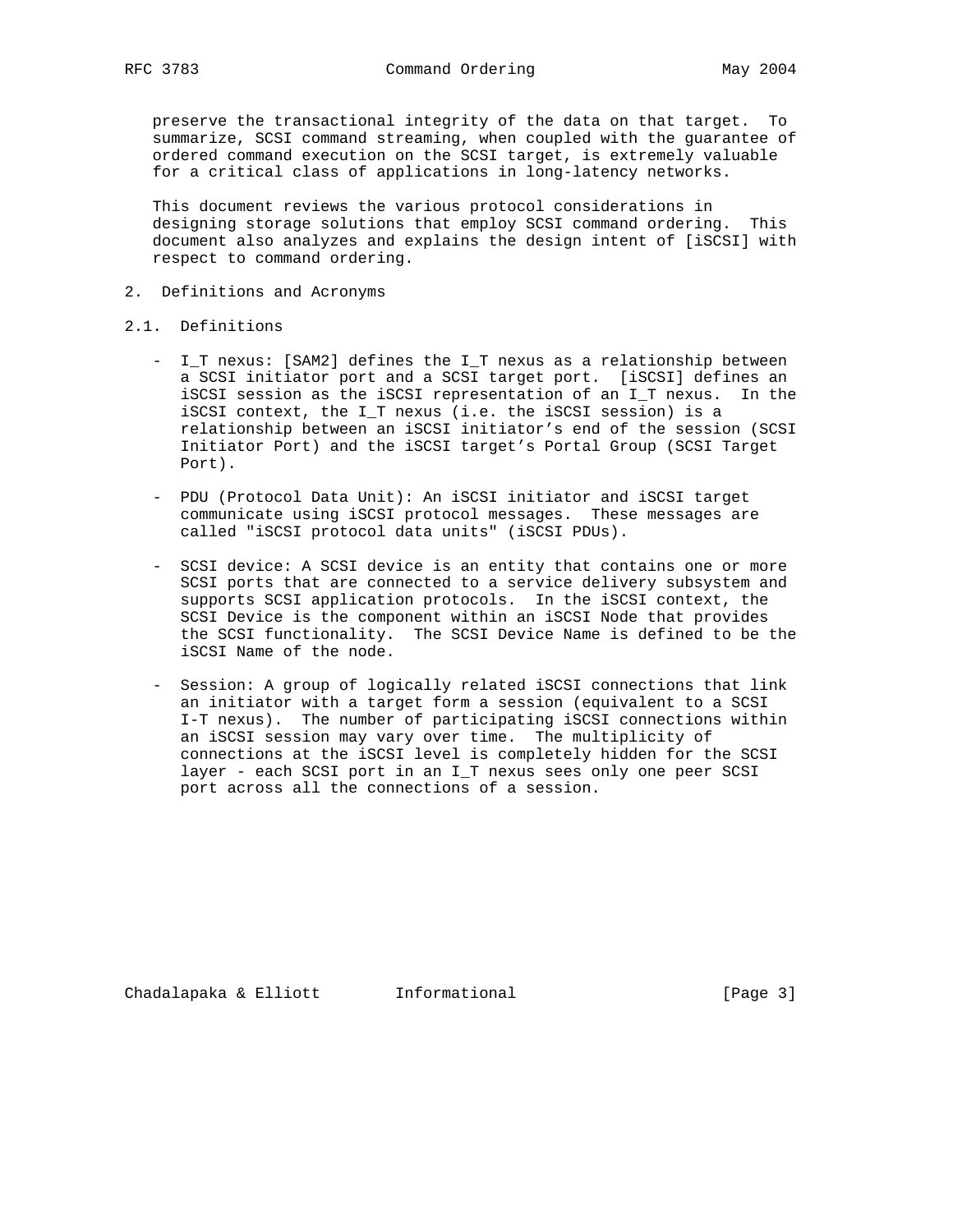preserve the transactional integrity of the data on that target. To summarize, SCSI command streaming, when coupled with the guarantee of ordered command execution on the SCSI target, is extremely valuable for a critical class of applications in long-latency networks.

This document reviews the various protocol considerations in designing storage solutions that employ SCSI command ordering. This document also analyzes and explains the design intent of [iSCSI] with respect to command ordering.

## 2. Definitions and Acronyms

### 2.1. Definitions

- I_T nexus: [SAM2] defines the I_T nexus as a relationship between a SCSI initiator port and a SCSI target port. [iSCSI] defines an iSCSI session as the iSCSI representation of an I_T nexus. In the iSCSI context, the I_T nexus (i.e. the iSCSI session) is a relationship between an iSCSI initiator's end of the session (SCSI Initiator Port) and the iSCSI target's Portal Group (SCSI Target Port).

- PDU (Protocol Data Unit): An iSCSI initiator and iSCSI target communicate using iSCSI protocol messages. These messages are called "iSCSI protocol data units" (iSCSI PDUs).

- SCSI device: A SCSI device is an entity that contains one or more SCSI ports that are connected to a service delivery subsystem and supports SCSI application protocols. In the iSCSI context, the SCSI Device is the component within an iSCSI Node that provides the SCSI functionality. The SCSI Device Name is defined to be the iSCSI Name of the node.

- Session: A group of logically related iSCSI connections that link an initiator with a target form a session (equivalent to a SCSI I-T nexus). The number of participating iSCSI connections within an iSCSI session may vary over time. The multiplicity of connections at the iSCSI level is completely hidden for the SCSI layer - each SCSI port in an I_T nexus sees only one peer SCSI port across all the connections of a session.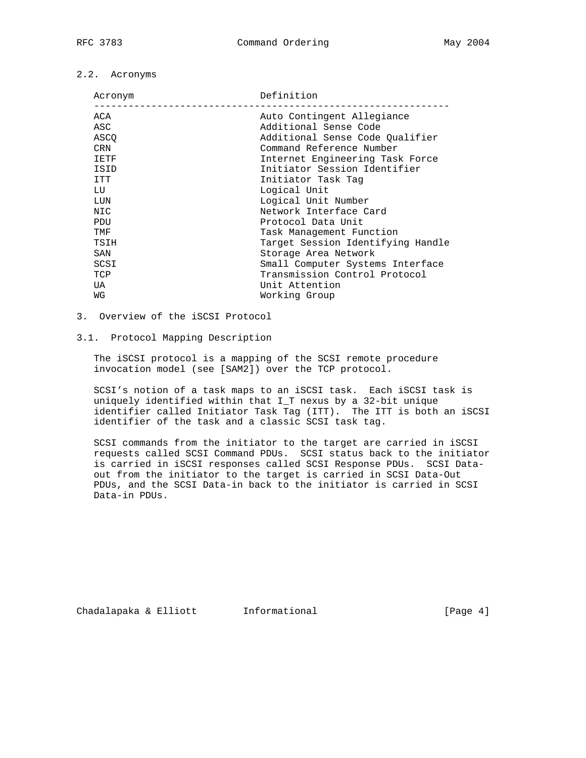## 2.2. Acronyms

| Acronym | Definition |
|---|---|
| ACA | Auto Contingent Allegiance |
| ASC | Additional Sense Code |
| ASCQ | Additional Sense Code Qualifier |
| CRN | Command Reference Number |
| IETF | Internet Engineering Task Force |
| ISID | Initiator Session Identifier |
| ITT | Initiator Task Tag |
| LU | Logical Unit |
| LUN | Logical Unit Number |
| NIC | Network Interface Card |
| PDU | Protocol Data Unit |
| TMF | Task Management Function |
| TSIH | Target Session Identifying Handle |
| SAN | Storage Area Network |
| SCSI | Small Computer Systems Interface |
| TCP | Transmission Control Protocol |
| UA | Unit Attention |
| WG | Working Group |

# 3. Overview of the iSCSI Protocol

## 3.1. Protocol Mapping Description

The iSCSI protocol is a mapping of the SCSI remote procedure invocation model (see [SAM2]) over the TCP protocol.

SCSI's notion of a task maps to an iSCSI task. Each iSCSI task is uniquely identified within that I_T nexus by a 32-bit unique identifier called Initiator Task Tag (ITT). The ITT is both an iSCSI identifier of the task and a classic SCSI task tag.

SCSI commands from the initiator to the target are carried in iSCSI requests called SCSI Command PDUs. SCSI status back to the initiator is carried in iSCSI responses called SCSI Response PDUs. SCSI Data-out from the initiator to the target is carried in SCSI Data-Out PDUs, and the SCSI Data-in back to the initiator is carried in SCSI Data-in PDUs.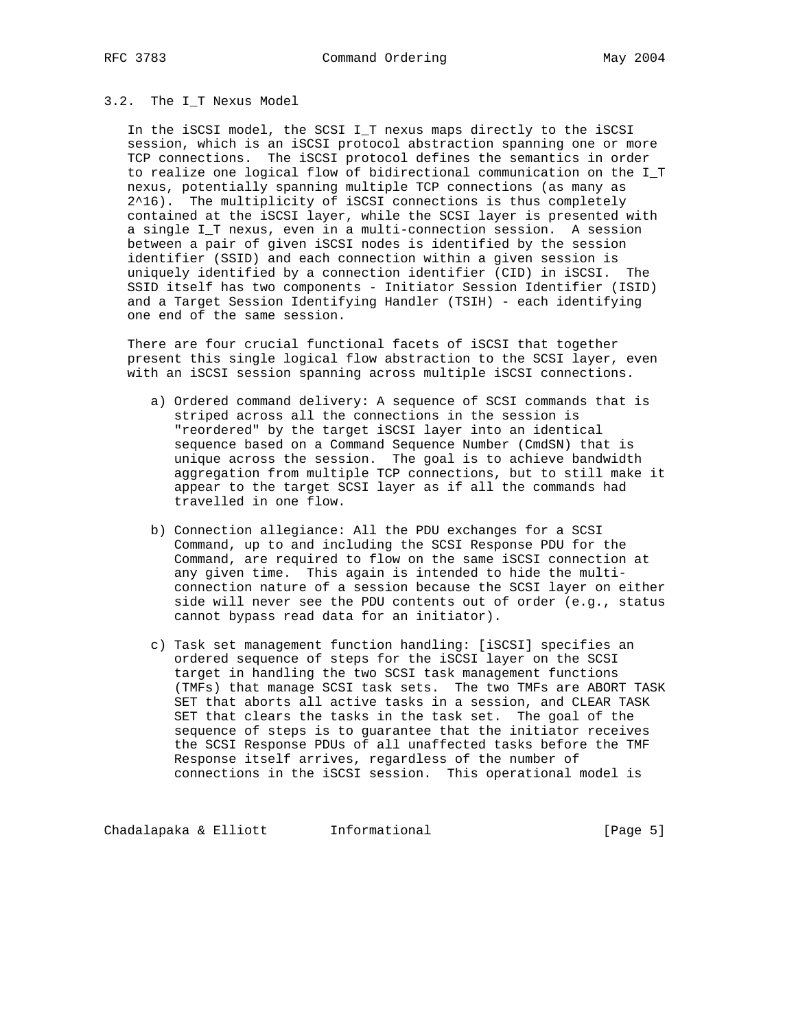### 3.2. The I_T Nexus Model

In the iSCSI model, the SCSI I_T nexus maps directly to the iSCSI session, which is an iSCSI protocol abstraction spanning one or more TCP connections. The iSCSI protocol defines the semantics in order to realize one logical flow of bidirectional communication on the I_T nexus, potentially spanning multiple TCP connections (as many as $2^{16}$). The multiplicity of iSCSI connections is thus completely contained at the iSCSI layer, while the SCSI layer is presented with a single I_T nexus, even in a multi-connection session. A session between a pair of given iSCSI nodes is identified by the session identifier (SSID) and each connection within a given session is uniquely identified by a connection identifier (CID) in iSCSI. The SSID itself has two components - Initiator Session Identifier (ISID) and a Target Session Identifying Handler (TSIH) - each identifying one end of the same session.

There are four crucial functional facets of iSCSI that together present this single logical flow abstraction to the SCSI layer, even with an iSCSI session spanning across multiple iSCSI connections.

a) Ordered command delivery: A sequence of SCSI commands that is striped across all the connections in the session is "reordered" by the target iSCSI layer into an identical sequence based on a Command Sequence Number (CmdSN) that is unique across the session. The goal is to achieve bandwidth aggregation from multiple TCP connections, but to still make it appear to the target SCSI layer as if all the commands had travelled in one flow.

b) Connection allegiance: All the PDU exchanges for a SCSI Command, up to and including the SCSI Response PDU for the Command, are required to flow on the same iSCSI connection at any given time. This again is intended to hide the multi-connection nature of a session because the SCSI layer on either side will never see the PDU contents out of order (e.g., status cannot bypass read data for an initiator).

c) Task set management function handling: [iSCSI] specifies an ordered sequence of steps for the iSCSI layer on the SCSI target in handling the two SCSI task management functions (TMFs) that manage SCSI task sets. The two TMFs are ABORT TASK SET that aborts all active tasks in a session, and CLEAR TASK SET that clears the tasks in the task set. The goal of the sequence of steps is to guarantee that the initiator receives the SCSI Response PDUs of all unaffected tasks before the TMF Response itself arrives, regardless of the number of connections in the iSCSI session. This operational model is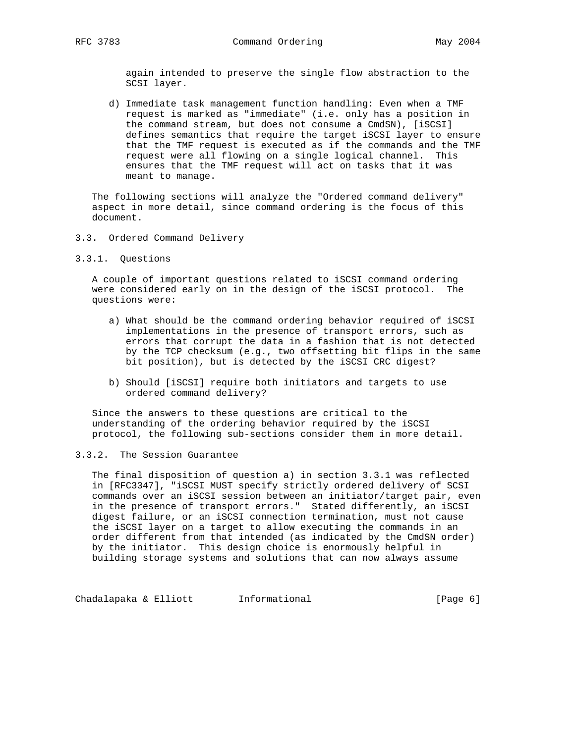again intended to preserve the single flow abstraction to the SCSI layer.

d) Immediate task management function handling: Even when a TMF request is marked as "immediate" (i.e. only has a position in the command stream, but does not consume a CmdSN), [iSCSI] defines semantics that require the target iSCSI layer to ensure that the TMF request is executed as if the commands and the TMF request were all flowing on a single logical channel. This ensures that the TMF request will act on tasks that it was meant to manage.

The following sections will analyze the "Ordered command delivery" aspect in more detail, since command ordering is the focus of this document.

### 3.3. Ordered Command Delivery

#### 3.3.1. Questions

A couple of important questions related to iSCSI command ordering were considered early on in the design of the iSCSI protocol. The questions were:

a) What should be the command ordering behavior required of iSCSI implementations in the presence of transport errors, such as errors that corrupt the data in a fashion that is not detected by the TCP checksum (e.g., two offsetting bit flips in the same bit position), but is detected by the iSCSI CRC digest?

b) Should [iSCSI] require both initiators and targets to use ordered command delivery?

Since the answers to these questions are critical to the understanding of the ordering behavior required by the iSCSI protocol, the following sub-sections consider them in more detail.

#### 3.3.2. The Session Guarantee

The final disposition of question a) in section 3.3.1 was reflected in [RFC3347], "iSCSI MUST specify strictly ordered delivery of SCSI commands over an iSCSI session between an initiator/target pair, even in the presence of transport errors." Stated differently, an iSCSI digest failure, or an iSCSI connection termination, must not cause the iSCSI layer on a target to allow executing the commands in an order different from that intended (as indicated by the CmdSN order) by the initiator. This design choice is enormously helpful in building storage systems and solutions that can now always assume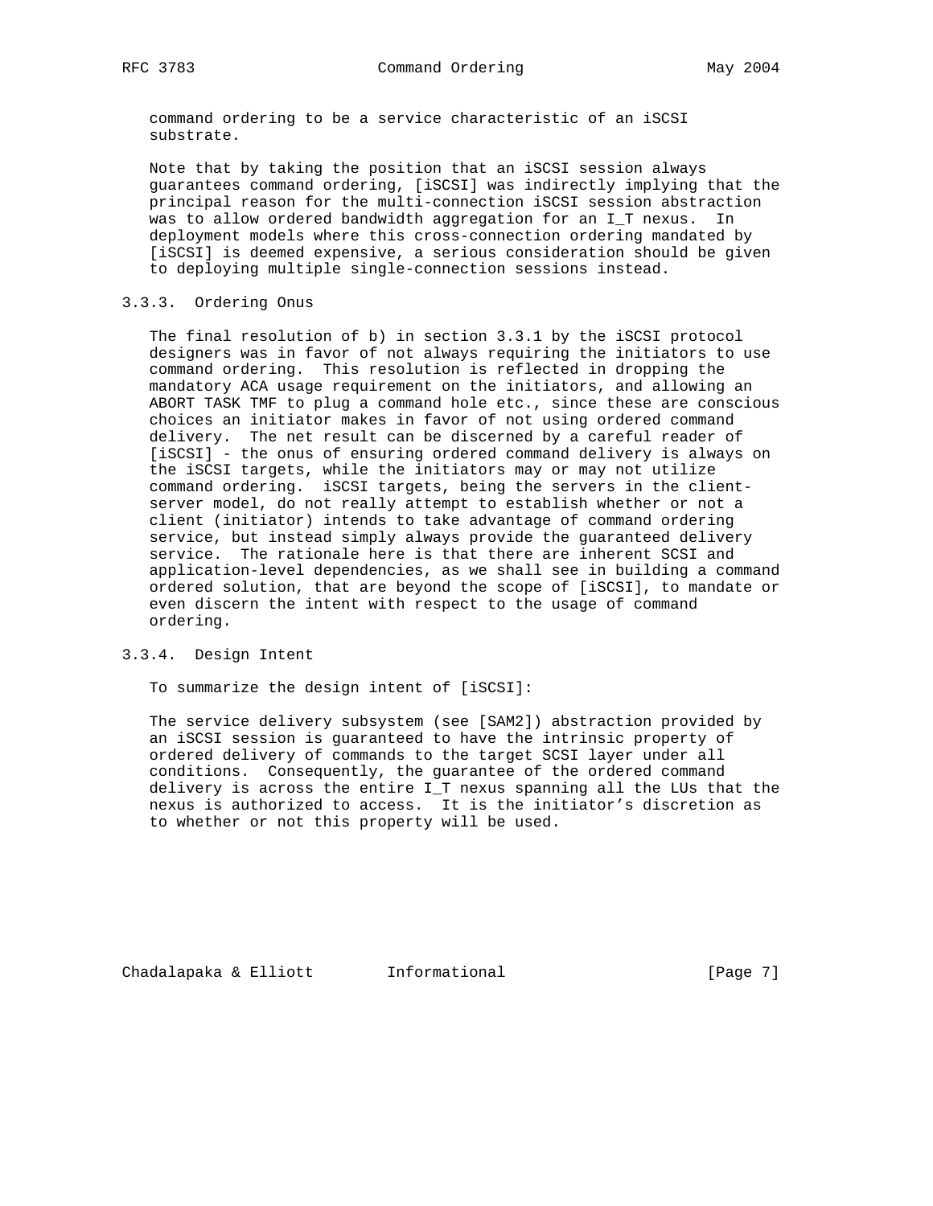command ordering to be a service characteristic of an iSCSI substrate.

Note that by taking the position that an iSCSI session always guarantees command ordering, [iSCSI] was indirectly implying that the principal reason for the multi-connection iSCSI session abstraction was to allow ordered bandwidth aggregation for an I_T nexus. In deployment models where this cross-connection ordering mandated by [iSCSI] is deemed expensive, a serious consideration should be given to deploying multiple single-connection sessions instead.

### 3.3.3. Ordering Onus

The final resolution of b) in section 3.3.1 by the iSCSI protocol designers was in favor of not always requiring the initiators to use command ordering. This resolution is reflected in dropping the mandatory ACA usage requirement on the initiators, and allowing an ABORT TASK TMF to plug a command hole etc., since these are conscious choices an initiator makes in favor of not using ordered command delivery. The net result can be discerned by a careful reader of [iSCSI] - the onus of ensuring ordered command delivery is always on the iSCSI targets, while the initiators may or may not utilize command ordering. iSCSI targets, being the servers in the client-server model, do not really attempt to establish whether or not a client (initiator) intends to take advantage of command ordering service, but instead simply always provide the guaranteed delivery service. The rationale here is that there are inherent SCSI and application-level dependencies, as we shall see in building a command ordered solution, that are beyond the scope of [iSCSI], to mandate or even discern the intent with respect to the usage of command ordering.

### 3.3.4. Design Intent

To summarize the design intent of [iSCSI]:

The service delivery subsystem (see [SAM2]) abstraction provided by an iSCSI session is guaranteed to have the intrinsic property of ordered delivery of commands to the target SCSI layer under all conditions. Consequently, the guarantee of the ordered command delivery is across the entire I_T nexus spanning all the LUs that the nexus is authorized to access. It is the initiator’s discretion as to whether or not this property will be used.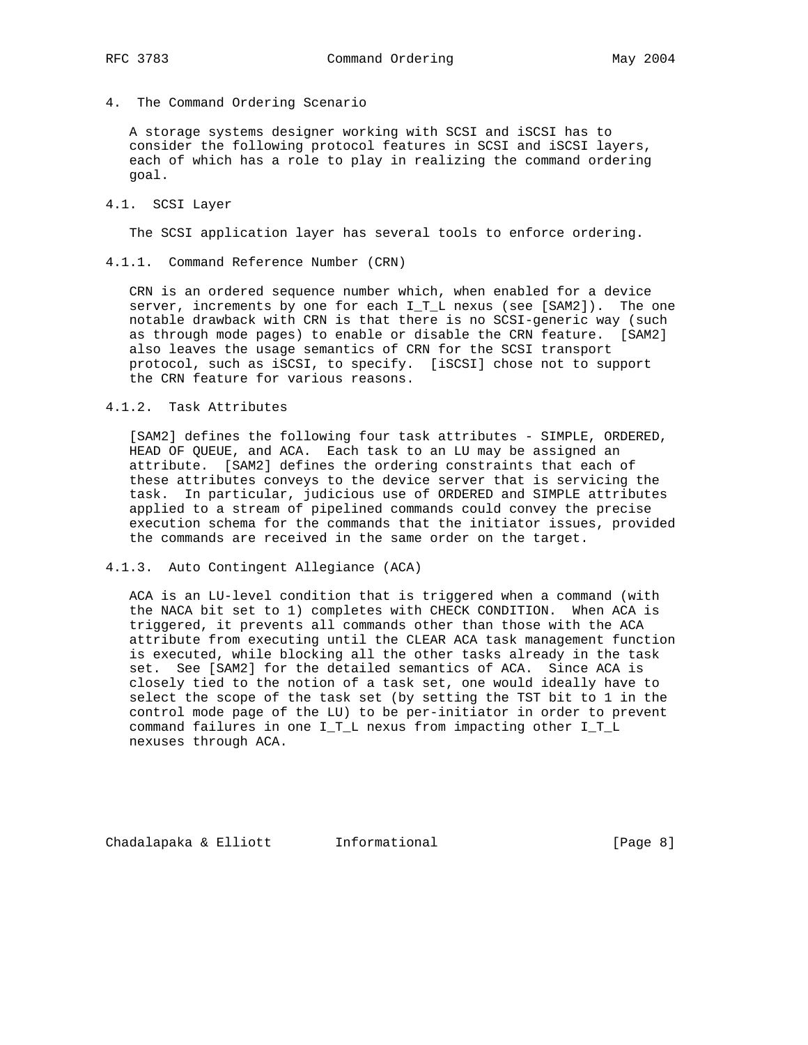# 4. The Command Ordering Scenario

A storage systems designer working with SCSI and iSCSI has to consider the following protocol features in SCSI and iSCSI layers, each of which has a role to play in realizing the command ordering goal.

## 4.1. SCSI Layer

The SCSI application layer has several tools to enforce ordering.

### 4.1.1. Command Reference Number (CRN)

CRN is an ordered sequence number which, when enabled for a device server, increments by one for each I_T_L nexus (see [SAM2]). The one notable drawback with CRN is that there is no SCSI-generic way (such as through mode pages) to enable or disable the CRN feature. [SAM2] also leaves the usage semantics of CRN for the SCSI transport protocol, such as iSCSI, to specify. [iSCSI] chose not to support the CRN feature for various reasons.

### 4.1.2. Task Attributes

[SAM2] defines the following four task attributes - SIMPLE, ORDERED, HEAD OF QUEUE, and ACA. Each task to an LU may be assigned an attribute. [SAM2] defines the ordering constraints that each of these attributes conveys to the device server that is servicing the task. In particular, judicious use of ORDERED and SIMPLE attributes applied to a stream of pipelined commands could convey the precise execution schema for the commands that the initiator issues, provided the commands are received in the same order on the target.

### 4.1.3. Auto Contingent Allegiance (ACA)

ACA is an LU-level condition that is triggered when a command (with the NACA bit set to 1) completes with CHECK CONDITION. When ACA is triggered, it prevents all commands other than those with the ACA attribute from executing until the CLEAR ACA task management function is executed, while blocking all the other tasks already in the task set. See [SAM2] for the detailed semantics of ACA. Since ACA is closely tied to the notion of a task set, one would ideally have to select the scope of the task set (by setting the TST bit to 1 in the control mode page of the LU) to be per-initiator in order to prevent command failures in one I_T_L nexus from impacting other I_T_L nexuses through ACA.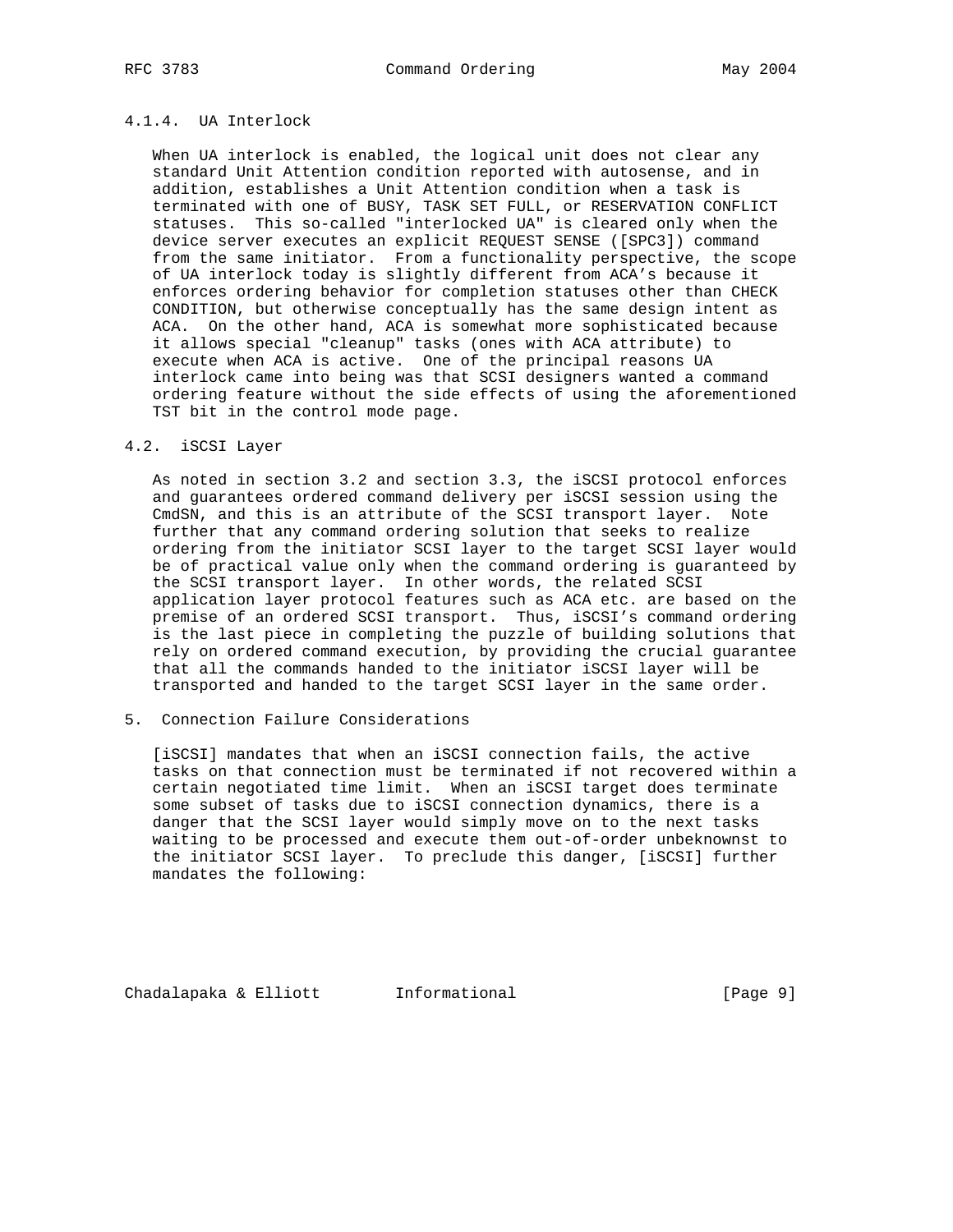#### 4.1.4. UA Interlock

When UA interlock is enabled, the logical unit does not clear any standard Unit Attention condition reported with autosense, and in addition, establishes a Unit Attention condition when a task is terminated with one of BUSY, TASK SET FULL, or RESERVATION CONFLICT statuses. This so-called "interlocked UA" is cleared only when the device server executes an explicit REQUEST SENSE ([SPC3]) command from the same initiator. From a functionality perspective, the scope of UA interlock today is slightly different from ACA's because it enforces ordering behavior for completion statuses other than CHECK CONDITION, but otherwise conceptually has the same design intent as ACA. On the other hand, ACA is somewhat more sophisticated because it allows special "cleanup" tasks (ones with ACA attribute) to execute when ACA is active. One of the principal reasons UA interlock came into being was that SCSI designers wanted a command ordering feature without the side effects of using the aforementioned TST bit in the control mode page.

### 4.2. iSCSI Layer

As noted in section 3.2 and section 3.3, the iSCSI protocol enforces and guarantees ordered command delivery per iSCSI session using the CmdSN, and this is an attribute of the SCSI transport layer. Note further that any command ordering solution that seeks to realize ordering from the initiator SCSI layer to the target SCSI layer would be of practical value only when the command ordering is guaranteed by the SCSI transport layer. In other words, the related SCSI application layer protocol features such as ACA etc. are based on the premise of an ordered SCSI transport. Thus, iSCSI's command ordering is the last piece in completing the puzzle of building solutions that rely on ordered command execution, by providing the crucial guarantee that all the commands handed to the initiator iSCSI layer will be transported and handed to the target SCSI layer in the same order.

## 5. Connection Failure Considerations

[iSCSI] mandates that when an iSCSI connection fails, the active tasks on that connection must be terminated if not recovered within a certain negotiated time limit. When an iSCSI target does terminate some subset of tasks due to iSCSI connection dynamics, there is a danger that the SCSI layer would simply move on to the next tasks waiting to be processed and execute them out-of-order unbeknownst to the initiator SCSI layer. To preclude this danger, [iSCSI] further mandates the following: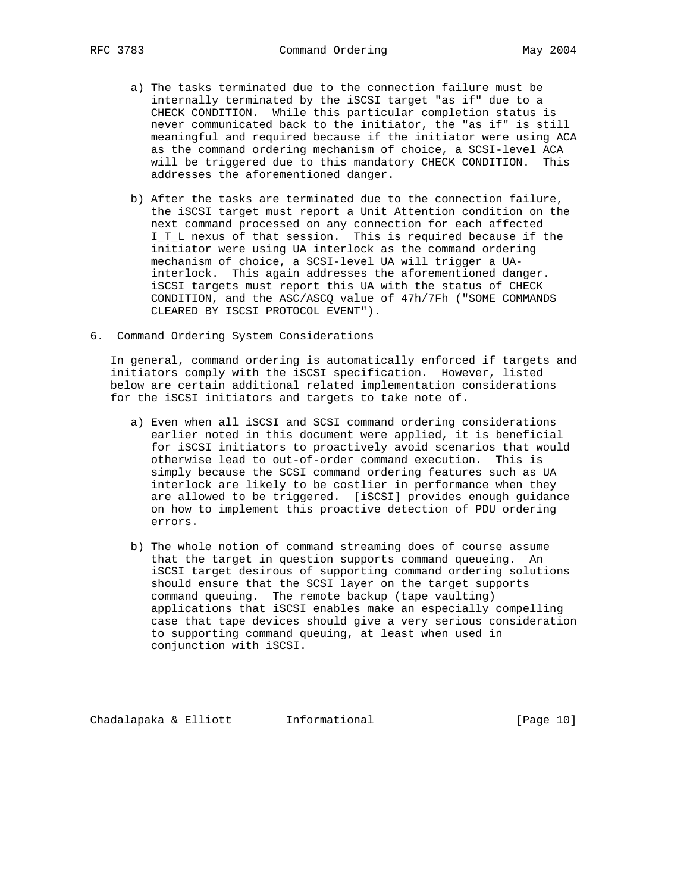a) The tasks terminated due to the connection failure must be internally terminated by the iSCSI target "as if" due to a CHECK CONDITION. While this particular completion status is never communicated back to the initiator, the "as if" is still meaningful and required because if the initiator were using ACA as the command ordering mechanism of choice, a SCSI-level ACA will be triggered due to this mandatory CHECK CONDITION. This addresses the aforementioned danger.

b) After the tasks are terminated due to the connection failure, the iSCSI target must report a Unit Attention condition on the next command processed on any connection for each affected I_T_L nexus of that session. This is required because if the initiator were using UA interlock as the command ordering mechanism of choice, a SCSI-level UA will trigger a UA-interlock. This again addresses the aforementioned danger. iSCSI targets must report this UA with the status of CHECK CONDITION, and the ASC/ASCQ value of 47h/7Fh ("SOME COMMANDS CLEARED BY ISCSI PROTOCOL EVENT").

## 6. Command Ordering System Considerations

In general, command ordering is automatically enforced if targets and initiators comply with the iSCSI specification. However, listed below are certain additional related implementation considerations for the iSCSI initiators and targets to take note of.

a) Even when all iSCSI and SCSI command ordering considerations earlier noted in this document were applied, it is beneficial for iSCSI initiators to proactively avoid scenarios that would otherwise lead to out-of-order command execution. This is simply because the SCSI command ordering features such as UA interlock are likely to be costlier in performance when they are allowed to be triggered. [iSCSI] provides enough guidance on how to implement this proactive detection of PDU ordering errors.

b) The whole notion of command streaming does of course assume that the target in question supports command queueing. An iSCSI target desirous of supporting command ordering solutions should ensure that the SCSI layer on the target supports command queuing. The remote backup (tape vaulting) applications that iSCSI enables make an especially compelling case that tape devices should give a very serious consideration to supporting command queuing, at least when used in conjunction with iSCSI.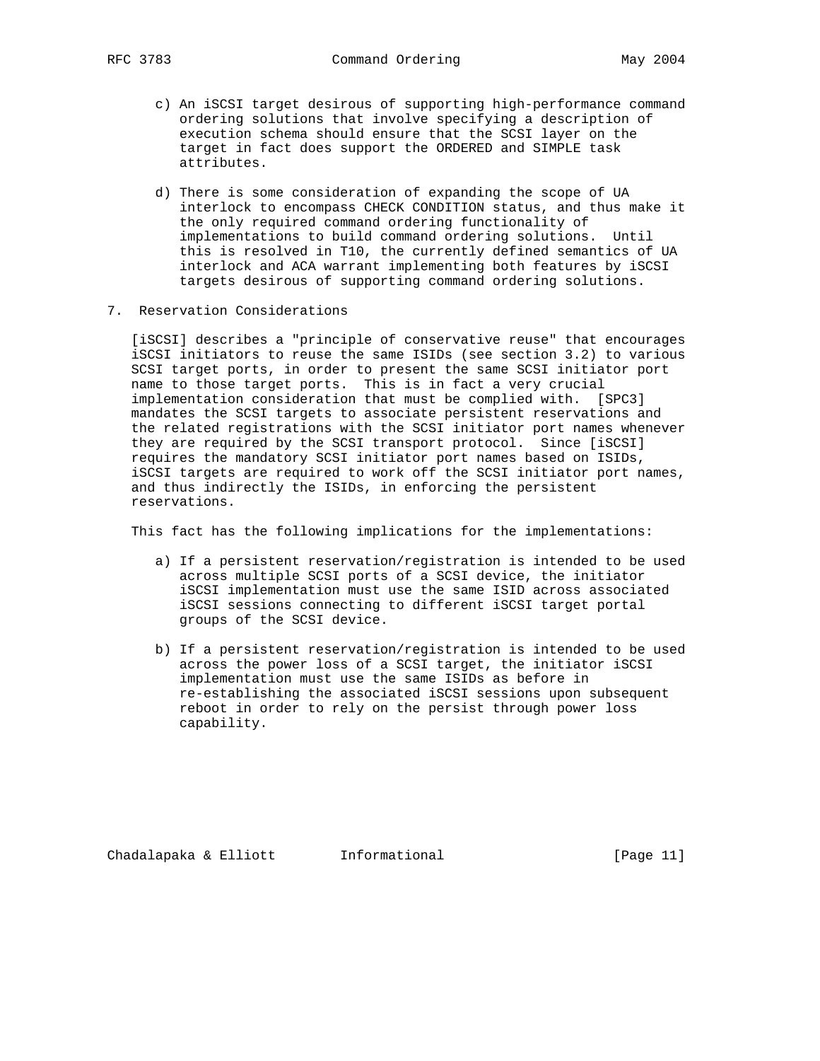c) An iSCSI target desirous of supporting high-performance command ordering solutions that involve specifying a description of execution schema should ensure that the SCSI layer on the target in fact does support the ORDERED and SIMPLE task attributes.

d) There is some consideration of expanding the scope of UA interlock to encompass CHECK CONDITION status, and thus make it the only required command ordering functionality of implementations to build command ordering solutions. Until this is resolved in T10, the currently defined semantics of UA interlock and ACA warrant implementing both features by iSCSI targets desirous of supporting command ordering solutions.

## 7. Reservation Considerations

[iSCSI] describes a "principle of conservative reuse" that encourages iSCSI initiators to reuse the same ISIDs (see section 3.2) to various SCSI target ports, in order to present the same SCSI initiator port name to those target ports. This is in fact a very crucial implementation consideration that must be complied with. [SPC3] mandates the SCSI targets to associate persistent reservations and the related registrations with the SCSI initiator port names whenever they are required by the SCSI transport protocol. Since [iSCSI] requires the mandatory SCSI initiator port names based on ISIDs, iSCSI targets are required to work off the SCSI initiator port names, and thus indirectly the ISIDs, in enforcing the persistent reservations.

This fact has the following implications for the implementations:

a) If a persistent reservation/registration is intended to be used across multiple SCSI ports of a SCSI device, the initiator iSCSI implementation must use the same ISID across associated iSCSI sessions connecting to different iSCSI target portal groups of the SCSI device.

b) If a persistent reservation/registration is intended to be used across the power loss of a SCSI target, the initiator iSCSI implementation must use the same ISIDs as before in re-establishing the associated iSCSI sessions upon subsequent reboot in order to rely on the persist through power loss capability.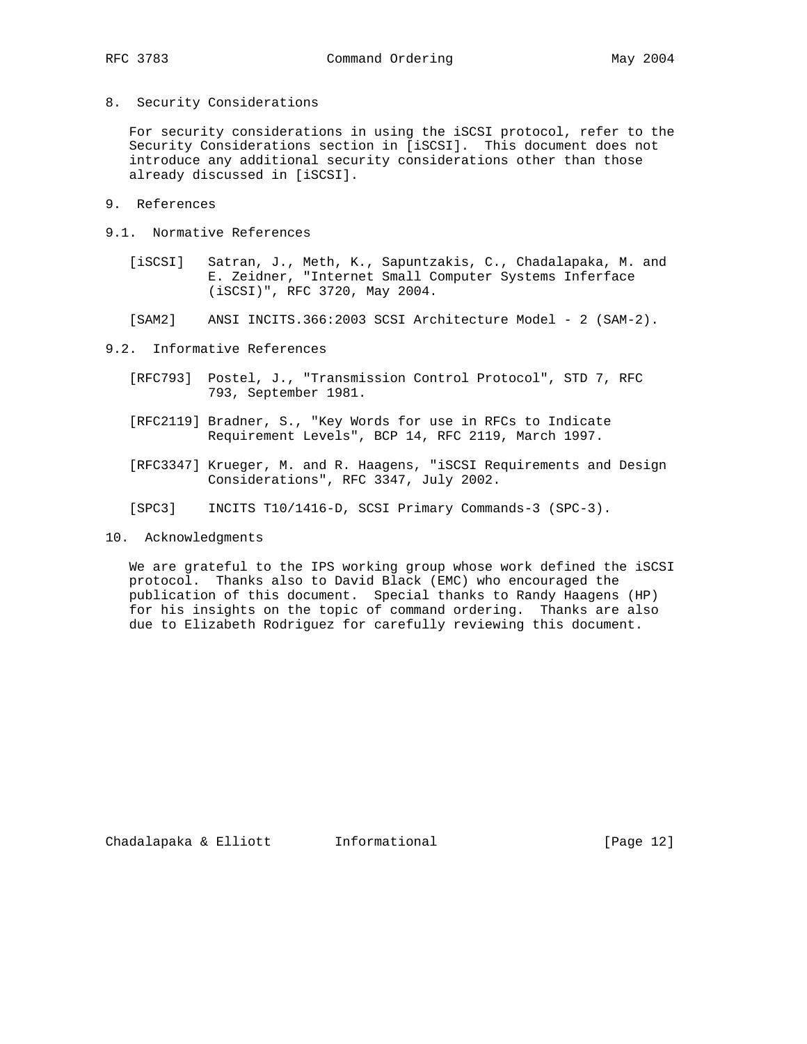## 8. Security Considerations

For security considerations in using the iSCSI protocol, refer to the Security Considerations section in [iSCSI]. This document does not introduce any additional security considerations other than those already discussed in [iSCSI].

## 9. References

### 9.1. Normative References

[iSCSI] Satran, J., Meth, K., Sapuntzakis, C., Chadalapaka, M. and E. Zeidner, "Internet Small Computer Systems Inferface (iSCSI)", RFC 3720, May 2004.

[SAM2] ANSI INCITS.366:2003 SCSI Architecture Model - 2 (SAM-2).

### 9.2. Informative References

[RFC793] Postel, J., "Transmission Control Protocol", STD 7, RFC 793, September 1981.

[RFC2119] Bradner, S., "Key Words for use in RFCs to Indicate Requirement Levels", BCP 14, RFC 2119, March 1997.

[RFC3347] Krueger, M. and R. Haagens, "iSCSI Requirements and Design Considerations", RFC 3347, July 2002.

[SPC3] INCITS T10/1416-D, SCSI Primary Commands-3 (SPC-3).

## 10. Acknowledgments

We are grateful to the IPS working group whose work defined the iSCSI protocol. Thanks also to David Black (EMC) who encouraged the publication of this document. Special thanks to Randy Haagens (HP) for his insights on the topic of command ordering. Thanks are also due to Elizabeth Rodriguez for carefully reviewing this document.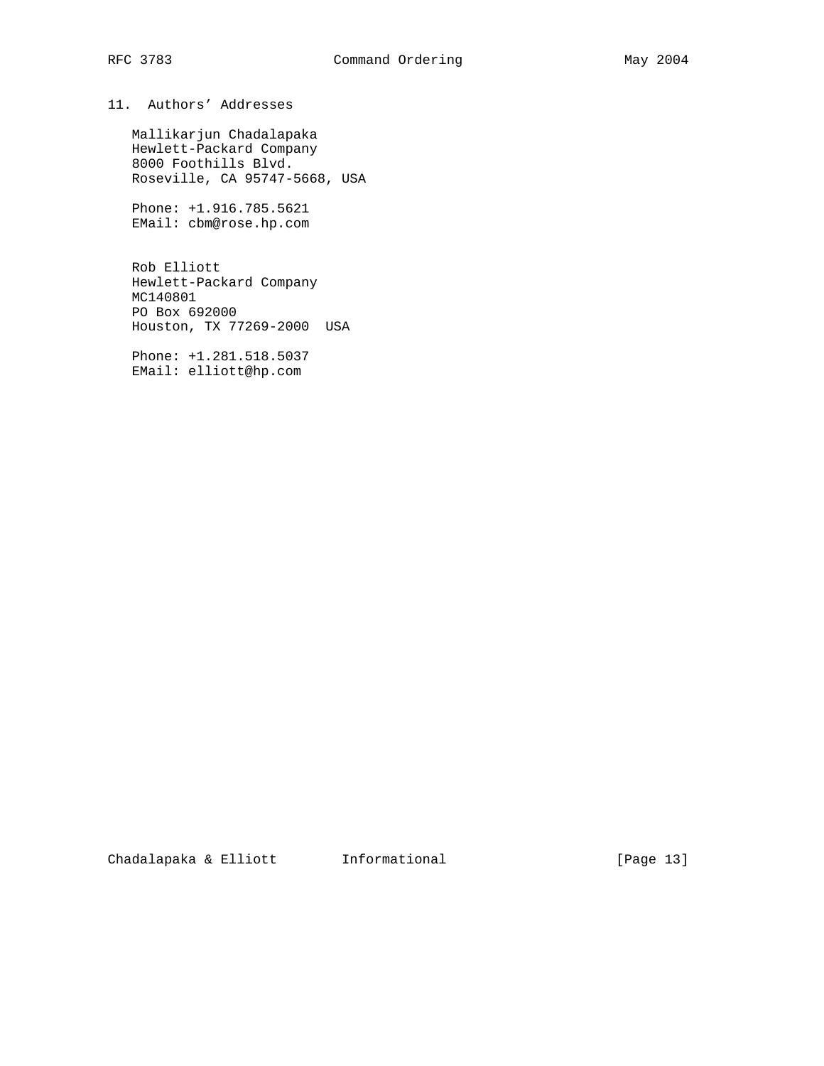## 11. Authors' Addresses

Mallikarjun Chadalapaka
Hewlett-Packard Company
8000 Foothills Blvd.
Roseville, CA 95747-5668, USA

Phone: +1.916.785.5621
EMail: cbm@rose.hp.com

Rob Elliott
Hewlett-Packard Company
MC140801
PO Box 692000
Houston, TX 77269-2000 USA

Phone: +1.281.518.5037
EMail: elliott@hp.com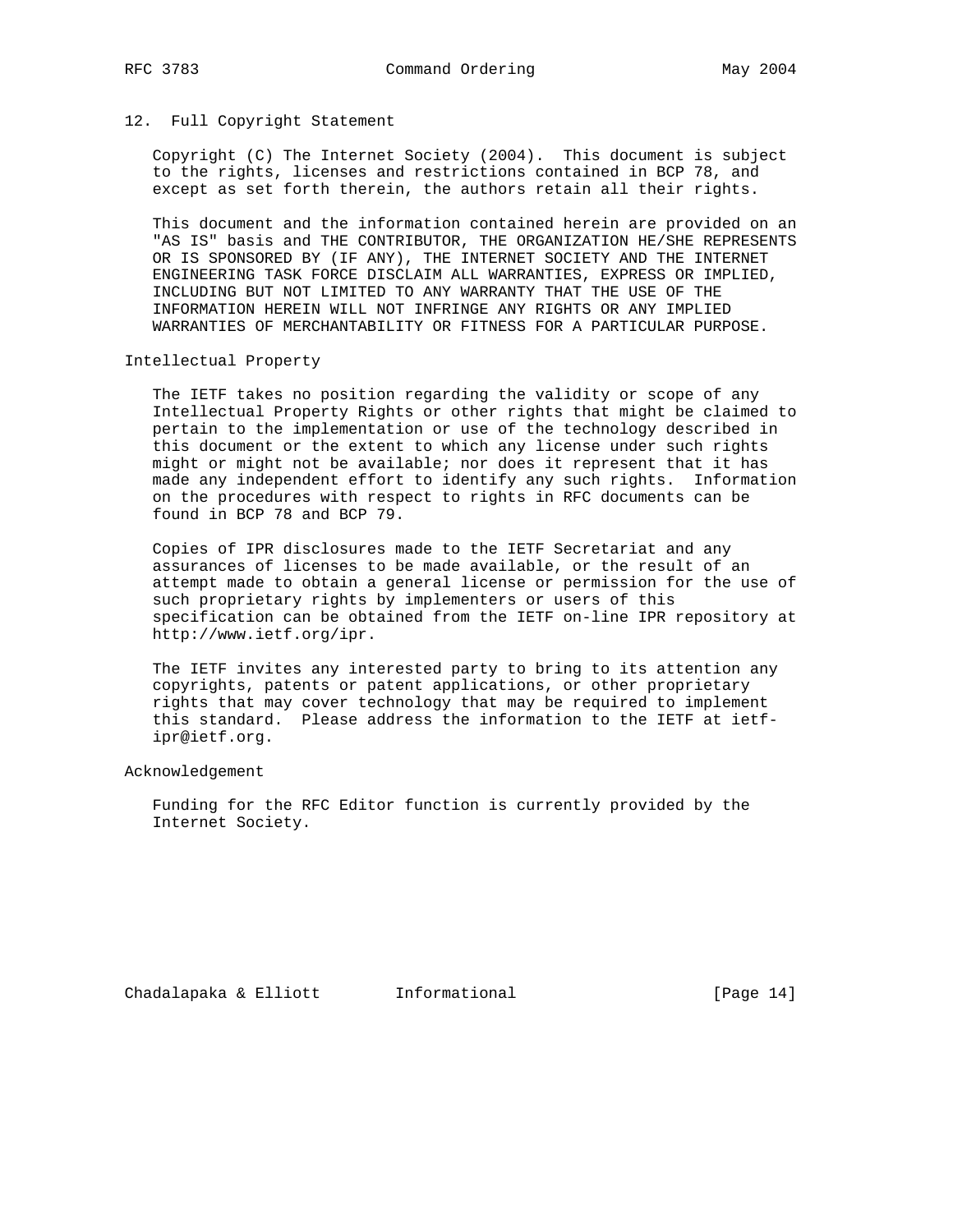## 12. Full Copyright Statement

Copyright (C) The Internet Society (2004). This document is subject to the rights, licenses and restrictions contained in BCP 78, and except as set forth therein, the authors retain all their rights.

This document and the information contained herein are provided on an "AS IS" basis and THE CONTRIBUTOR, THE ORGANIZATION HE/SHE REPRESENTS OR IS SPONSORED BY (IF ANY), THE INTERNET SOCIETY AND THE INTERNET ENGINEERING TASK FORCE DISCLAIM ALL WARRANTIES, EXPRESS OR IMPLIED, INCLUDING BUT NOT LIMITED TO ANY WARRANTY THAT THE USE OF THE INFORMATION HEREIN WILL NOT INFRINGE ANY RIGHTS OR ANY IMPLIED WARRANTIES OF MERCHANTABILITY OR FITNESS FOR A PARTICULAR PURPOSE.

## Intellectual Property

The IETF takes no position regarding the validity or scope of any Intellectual Property Rights or other rights that might be claimed to pertain to the implementation or use of the technology described in this document or the extent to which any license under such rights might or might not be available; nor does it represent that it has made any independent effort to identify any such rights. Information on the procedures with respect to rights in RFC documents can be found in BCP 78 and BCP 79.

Copies of IPR disclosures made to the IETF Secretariat and any assurances of licenses to be made available, or the result of an attempt made to obtain a general license or permission for the use of such proprietary rights by implementers or users of this specification can be obtained from the IETF on-line IPR repository at http://www.ietf.org/ipr.

The IETF invites any interested party to bring to its attention any copyrights, patents or patent applications, or other proprietary rights that may cover technology that may be required to implement this standard. Please address the information to the IETF at ietf-ipr@ietf.org.

## Acknowledgement

Funding for the RFC Editor function is currently provided by the Internet Society.